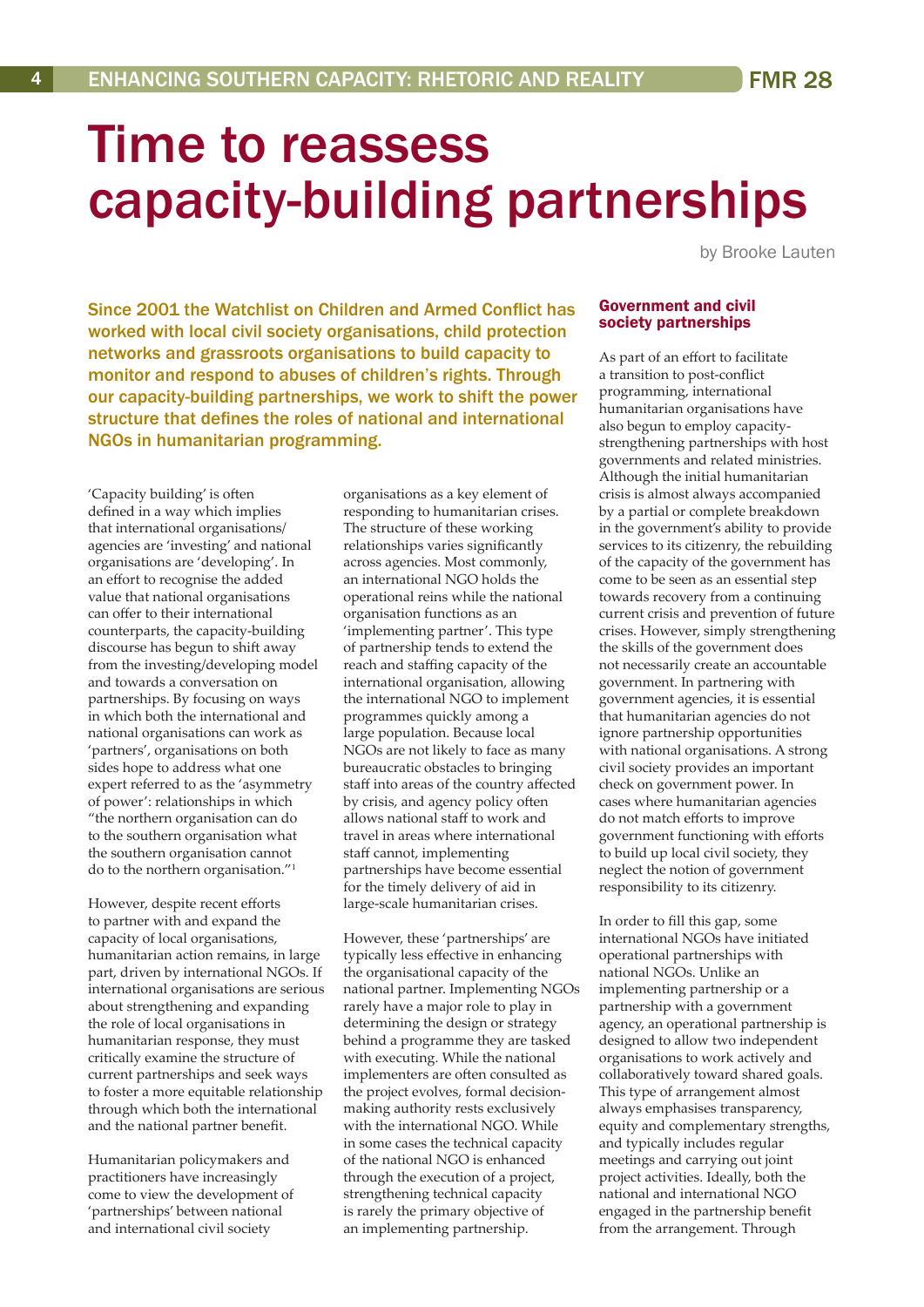# Time to reassess capacity-building partnerships

by Brooke Lauten

**Since 2001 the Watchlist on Children and Armed Conflict has worked with local civil society organisations, child protection networks and grassroots organisations to build capacity to monitor and respond to abuses of children's rights. Through our capacity-building partnerships, we work to shift the power structure that defines the roles of national and international NGOs in humanitarian programming.**

'Capacity building' is often defined in a way which implies that international organisations/agencies are 'investing' and national organisations are 'developing'. In an effort to recognise the added value that national organisations can offer to their international counterparts, the capacity-building discourse has begun to shift away from the investing/developing model and towards a conversation on partnerships. By focusing on ways in which both the international and national organisations can work as 'partners', organisations on both sides hope to address what one expert referred to as the 'asymmetry of power': relationships in which "the northern organisation can do to the southern organisation what the southern organisation cannot do to the northern organisation."[1]

However, despite recent efforts to partner with and expand the capacity of local organisations, humanitarian action remains, in large part, driven by international NGOs. If international organisations are serious about strengthening and expanding the role of local organisations in humanitarian response, they must critically examine the structure of current partnerships and seek ways to foster a more equitable relationship through which both the international and the national partner benefit.

Humanitarian policymakers and practitioners have increasingly come to view the development of 'partnerships' between national and international civil society organisations as a key element of responding to humanitarian crises. The structure of these working relationships varies significantly across agencies. Most commonly, an international NGO holds the operational reins while the national organisation functions as an 'implementing partner'. This type of partnership tends to extend the reach and staffing capacity of the international organisation, allowing the international NGO to implement programmes quickly among a large population. Because local NGOs are not likely to face as many bureaucratic obstacles to bringing staff into areas of the country affected by crisis, and agency policy often allows national staff to work and travel in areas where international staff cannot, implementing partnerships have become essential for the timely delivery of aid in large-scale humanitarian crises.

However, these 'partnerships' are typically less effective in enhancing the organisational capacity of the national partner. Implementing NGOs rarely have a major role to play in determining the design or strategy behind a programme they are tasked with executing. While the national implementers are often consulted as the project evolves, formal decision-making authority rests exclusively with the international NGO. While in some cases the technical capacity of the national NGO is enhanced through the execution of a project, strengthening technical capacity is rarely the primary objective of an implementing partnership.

## Government and civil society partnerships

As part of an effort to facilitate a transition to post-conflict programming, international humanitarian organisations have also begun to employ capacity-strengthening partnerships with host governments and related ministries. Although the initial humanitarian crisis is almost always accompanied by a partial or complete breakdown in the government's ability to provide services to its citizenry, the rebuilding of the capacity of the government has come to be seen as an essential step towards recovery from a continuing current crisis and prevention of future crises. However, simply strengthening the skills of the government does not necessarily create an accountable government. In partnering with government agencies, it is essential that humanitarian agencies do not ignore partnership opportunities with national organisations. A strong civil society provides an important check on government power. In cases where humanitarian agencies do not match efforts to improve government functioning with efforts to build up local civil society, they neglect the notion of government responsibility to its citizenry.

In order to fill this gap, some international NGOs have initiated operational partnerships with national NGOs. Unlike an implementing partnership or a partnership with a government agency, an operational partnership is designed to allow two independent organisations to work actively and collaboratively toward shared goals. This type of arrangement almost always emphasises transparency, equity and complementary strengths, and typically includes regular meetings and carrying out joint project activities. Ideally, both the national and international NGO engaged in the partnership benefit from the arrangement. Through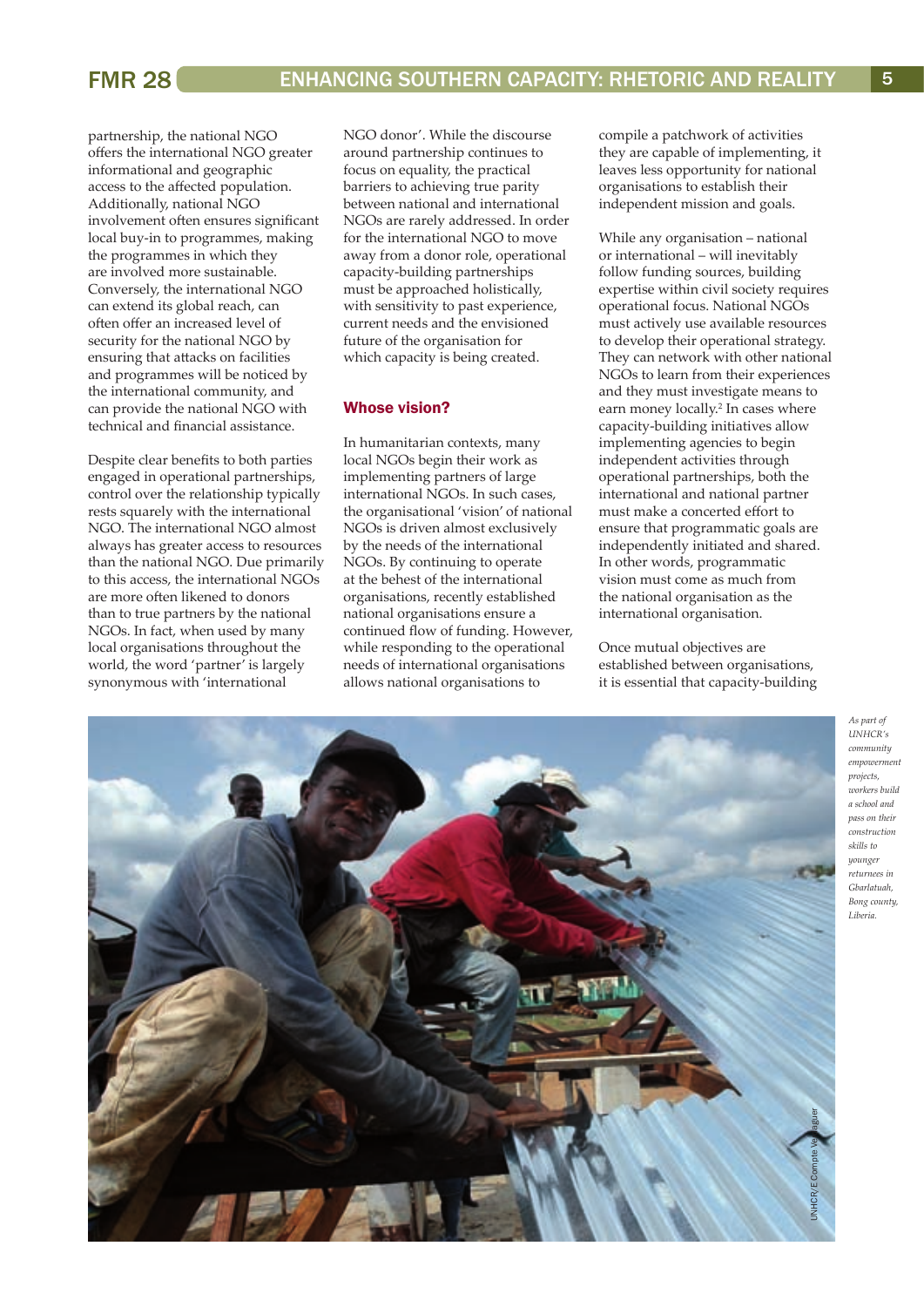partnership, the national NGO offers the international NGO greater informational and geographic access to the affected population. Additionally, national NGO involvement often ensures significant local buy-in to programmes, making the programmes in which they are involved more sustainable. Conversely, the international NGO can extend its global reach, can often offer an increased level of security for the national NGO by ensuring that attacks on facilities and programmes will be noticed by the international community, and can provide the national NGO with technical and financial assistance.

Despite clear benefits to both parties engaged in operational partnerships, control over the relationship typically rests squarely with the international NGO. The international NGO almost always has greater access to resources than the national NGO. Due primarily to this access, the international NGOs are more often likened to donors than to true partners by the national NGOs. In fact, when used by many local organisations throughout the world, the word 'partner' is largely synonymous with 'international NGO donor'. While the discourse around partnership continues to focus on equality, the practical barriers to achieving true parity between national and international NGOs are rarely addressed. In order for the international NGO to move away from a donor role, operational capacity-building partnerships must be approached holistically, with sensitivity to past experience, current needs and the envisioned future of the organisation for which capacity is being created.

## Whose vision?

In humanitarian contexts, many local NGOs begin their work as implementing partners of large international NGOs. In such cases, the organisational 'vision' of national NGOs is driven almost exclusively by the needs of the international NGOs. By continuing to operate at the behest of the international organisations, recently established national organisations ensure a continued flow of funding. However, while responding to the operational needs of international organisations allows national organisations to compile a patchwork of activities they are capable of implementing, it leaves less opportunity for national organisations to establish their independent mission and goals.

While any organisation – national or international – will inevitably follow funding sources, building expertise within civil society requires operational focus. National NGOs must actively use available resources to develop their operational strategy. They can network with other national NGOs to learn from their experiences and they must investigate means to earn money locally.[2] In cases where capacity-building initiatives allow implementing agencies to begin independent activities through operational partnerships, both the international and national partner must make a concerted effort to ensure that programmatic goals are independently initiated and shared. In other words, programmatic vision must come as much from the national organisation as the international organisation.

Once mutual objectives are established between organisations, it is essential that capacity-building

*As part of UNHCR's community empowerment projects, workers build a school and pass on their construction skills to younger returnees in Gbarlatuah, Bong county, Liberia.*

UNHCR/E Compte Verdaguer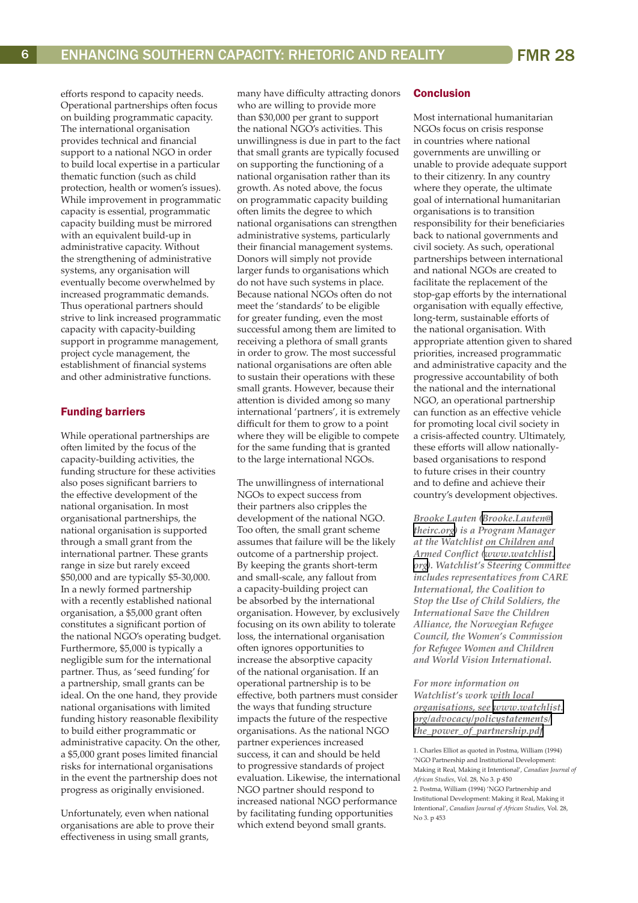efforts respond to capacity needs. Operational partnerships often focus on building programmatic capacity. The international organisation provides technical and financial support to a national NGO in order to build local expertise in a particular thematic function (such as child protection, health or women's issues). While improvement in programmatic capacity is essential, programmatic capacity building must be mirrored with an equivalent build-up in administrative capacity. Without the strengthening of administrative systems, any organisation will eventually become overwhelmed by increased programmatic demands. Thus operational partners should strive to link increased programmatic capacity with capacity-building support in programme management, project cycle management, the establishment of financial systems and other administrative functions.

## Funding barriers

While operational partnerships are often limited by the focus of the capacity-building activities, the funding structure for these activities also poses significant barriers to the effective development of the national organisation. In most organisational partnerships, the national organisation is supported through a small grant from the international partner. These grants range in size but rarely exceed $50,000 and are typically $5-30,000. In a newly formed partnership with a recently established national organisation, a $5,000 grant often constitutes a significant portion of the national NGO's operating budget. Furthermore, $5,000 is typically a negligible sum for the international partner. Thus, as 'seed funding' for a partnership, small grants can be ideal. On the one hand, they provide national organisations with limited funding history reasonable flexibility to build either programmatic or administrative capacity. On the other, a $5,000 grant poses limited financial risks for international organisations in the event the partnership does not progress as originally envisioned.

Unfortunately, even when national organisations are able to prove their effectiveness in using small grants, many have difficulty attracting donors who are willing to provide more than $30,000 per grant to support the national NGO's activities. This unwillingness is due in part to the fact that small grants are typically focused on supporting the functioning of a national organisation rather than its growth. As noted above, the focus on programmatic capacity building often limits the degree to which national organisations can strengthen administrative systems, particularly their financial management systems. Donors will simply not provide larger funds to organisations which do not have such systems in place. Because national NGOs often do not meet the 'standards' to be eligible for greater funding, even the most successful among them are limited to receiving a plethora of small grants in order to grow. The most successful national organisations are often able to sustain their operations with these small grants. However, because their attention is divided among so many international 'partners', it is extremely difficult for them to grow to a point where they will be eligible to compete for the same funding that is granted to the large international NGOs.

The unwillingness of international NGOs to expect success from their partners also cripples the development of the national NGO. Too often, the small grant scheme assumes that failure will be the likely outcome of a partnership project. By keeping the grants short-term and small-scale, any fallout from a capacity-building project can be absorbed by the international organisation. However, by exclusively focusing on its own ability to tolerate loss, the international organisation often ignores opportunities to increase the absorptive capacity of the national organisation. If an operational partnership is to be effective, both partners must consider the ways that funding structure impacts the future of the respective organisations. As the national NGO partner experiences increased success, it can and should be held to progressive standards of project evaluation. Likewise, the international NGO partner should respond to increased national NGO performance by facilitating funding opportunities which extend beyond small grants.

## Conclusion

Most international humanitarian NGOs focus on crisis response in countries where national governments are unwilling or unable to provide adequate support to their citizenry. In any country where they operate, the ultimate goal of international humanitarian organisations is to transition responsibility for their beneficiaries back to national governments and civil society. As such, operational partnerships between international and national NGOs are created to facilitate the replacement of the stop-gap efforts by the international organisation with equally effective, long-term, sustainable efforts of the national organisation. With appropriate attention given to shared priorities, increased programmatic and administrative capacity and the progressive accountability of both the national and the international NGO, an operational partnership can function as an effective vehicle for promoting local civil society in a crisis-affected country. Ultimately, these efforts will allow nationally-based organisations to respond to future crises in their country and to define and achieve their country's development objectives.

*Brooke Lauten (Brooke.Lauten@theirc.org) is a Program Manager at the Watchlist on Children and Armed Conflict (www.watchlist.org). Watchlist's Steering Committee includes representatives from CARE International, the Coalition to Stop the Use of Child Soldiers, the International Save the Children Alliance, the Norwegian Refugee Council, the Women's Commission for Refugee Women and Children and World Vision International.*

*For more information on Watchlist's work with local organisations, see www.watchlist.org/advocacy/policystatements/the_power_of_partnership.pdf*

1. Charles Elliot as quoted in Postma, William (1994) 'NGO Partnership and Institutional Development: Making it Real, Making it Intentional', *Canadian Journal of African Studies*, Vol. 28, No 3. p 450
2. Postma, William (1994) 'NGO Partnership and Institutional Development: Making it Real, Making it Intentional', *Canadian Journal of African Studies*, Vol. 28, No 3. p 453